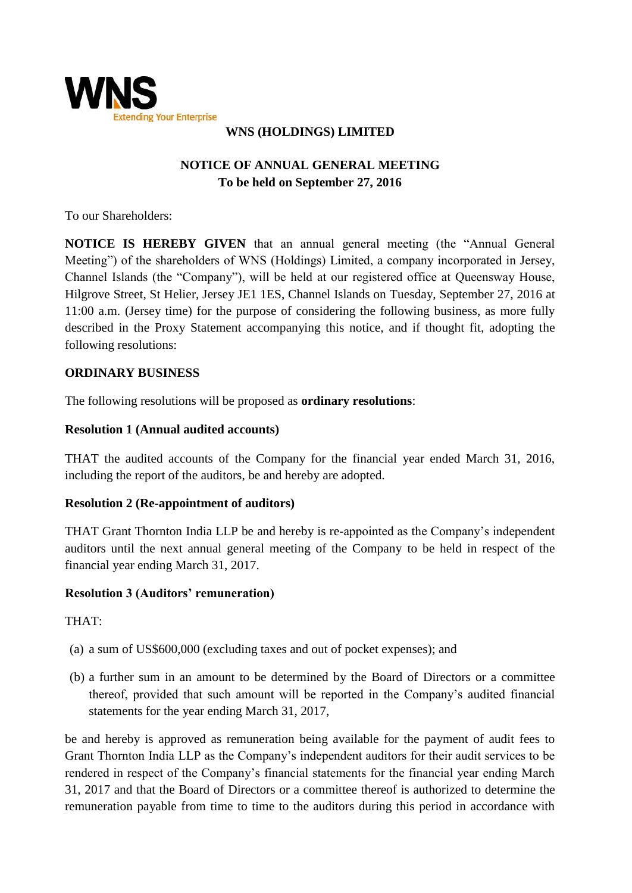WNS
Extending Your Enterprise

# WNS (HOLDINGS) LIMITED

## NOTICE OF ANNUAL GENERAL MEETING
**To be held on September 27, 2016**

To our Shareholders:

**NOTICE IS HEREBY GIVEN** that an annual general meeting (the "Annual General Meeting") of the shareholders of WNS (Holdings) Limited, a company incorporated in Jersey, Channel Islands (the "Company"), will be held at our registered office at Queensway House, Hilgrove Street, St Helier, Jersey JE1 1ES, Channel Islands on Tuesday, September 27, 2016 at 11:00 a.m. (Jersey time) for the purpose of considering the following business, as more fully described in the Proxy Statement accompanying this notice, and if thought fit, adopting the following resolutions:

### ORDINARY BUSINESS

The following resolutions will be proposed as **ordinary resolutions**:

**Resolution 1 (Annual audited accounts)**

THAT the audited accounts of the Company for the financial year ended March 31, 2016, including the report of the auditors, be and hereby are adopted.

**Resolution 2 (Re-appointment of auditors)**

THAT Grant Thornton India LLP be and hereby is re-appointed as the Company's independent auditors until the next annual general meeting of the Company to be held in respect of the financial year ending March 31, 2017.

**Resolution 3 (Auditors' remuneration)**

THAT:

(a) a sum of US$600,000 (excluding taxes and out of pocket expenses); and

(b) a further sum in an amount to be determined by the Board of Directors or a committee thereof, provided that such amount will be reported in the Company's audited financial statements for the year ending March 31, 2017,

be and hereby is approved as remuneration being available for the payment of audit fees to Grant Thornton India LLP as the Company's independent auditors for their audit services to be rendered in respect of the Company's financial statements for the financial year ending March 31, 2017 and that the Board of Directors or a committee thereof is authorized to determine the remuneration payable from time to time to the auditors during this period in accordance with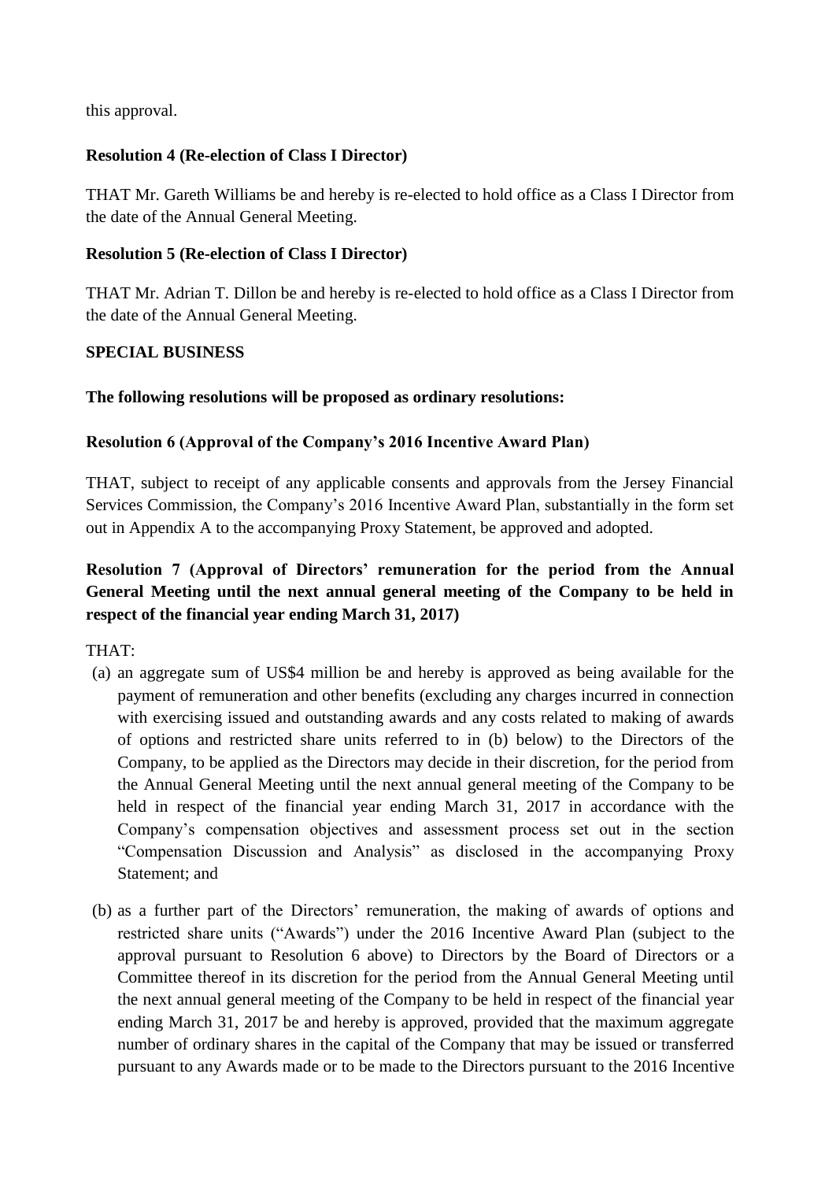this approval.

**Resolution 4 (Re-election of Class I Director)**

THAT Mr. Gareth Williams be and hereby is re-elected to hold office as a Class I Director from the date of the Annual General Meeting.

**Resolution 5 (Re-election of Class I Director)**

THAT Mr. Adrian T. Dillon be and hereby is re-elected to hold office as a Class I Director from the date of the Annual General Meeting.

**SPECIAL BUSINESS**

**The following resolutions will be proposed as ordinary resolutions:**

**Resolution 6 (Approval of the Company's 2016 Incentive Award Plan)**

THAT, subject to receipt of any applicable consents and approvals from the Jersey Financial Services Commission, the Company's 2016 Incentive Award Plan, substantially in the form set out in Appendix A to the accompanying Proxy Statement, be approved and adopted.

**Resolution 7 (Approval of Directors' remuneration for the period from the Annual General Meeting until the next annual general meeting of the Company to be held in respect of the financial year ending March 31, 2017)**

THAT:

(a) an aggregate sum of US$4 million be and hereby is approved as being available for the payment of remuneration and other benefits (excluding any charges incurred in connection with exercising issued and outstanding awards and any costs related to making of awards of options and restricted share units referred to in (b) below) to the Directors of the Company, to be applied as the Directors may decide in their discretion, for the period from the Annual General Meeting until the next annual general meeting of the Company to be held in respect of the financial year ending March 31, 2017 in accordance with the Company's compensation objectives and assessment process set out in the section "Compensation Discussion and Analysis" as disclosed in the accompanying Proxy Statement; and

(b) as a further part of the Directors' remuneration, the making of awards of options and restricted share units ("Awards") under the 2016 Incentive Award Plan (subject to the approval pursuant to Resolution 6 above) to Directors by the Board of Directors or a Committee thereof in its discretion for the period from the Annual General Meeting until the next annual general meeting of the Company to be held in respect of the financial year ending March 31, 2017 be and hereby is approved, provided that the maximum aggregate number of ordinary shares in the capital of the Company that may be issued or transferred pursuant to any Awards made or to be made to the Directors pursuant to the 2016 Incentive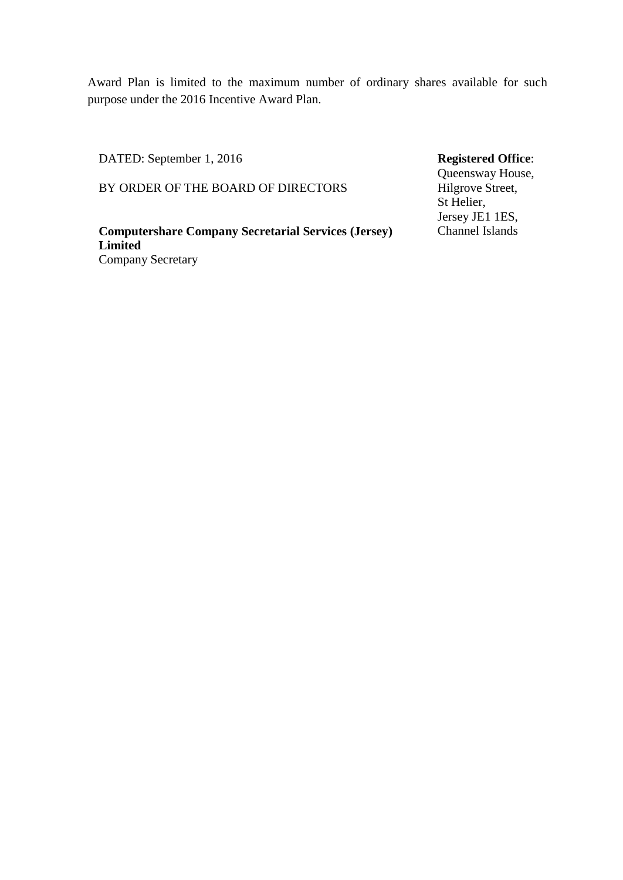Award Plan is limited to the maximum number of ordinary shares available for such purpose under the 2016 Incentive Award Plan.

DATED: September 1, 2016

BY ORDER OF THE BOARD OF DIRECTORS

**Computershare Company Secretarial Services (Jersey) Limited**
Company Secretary

**Registered Office**:
Queensway House,
Hilgrove Street,
St Helier,
Jersey JE1 1ES,
Channel Islands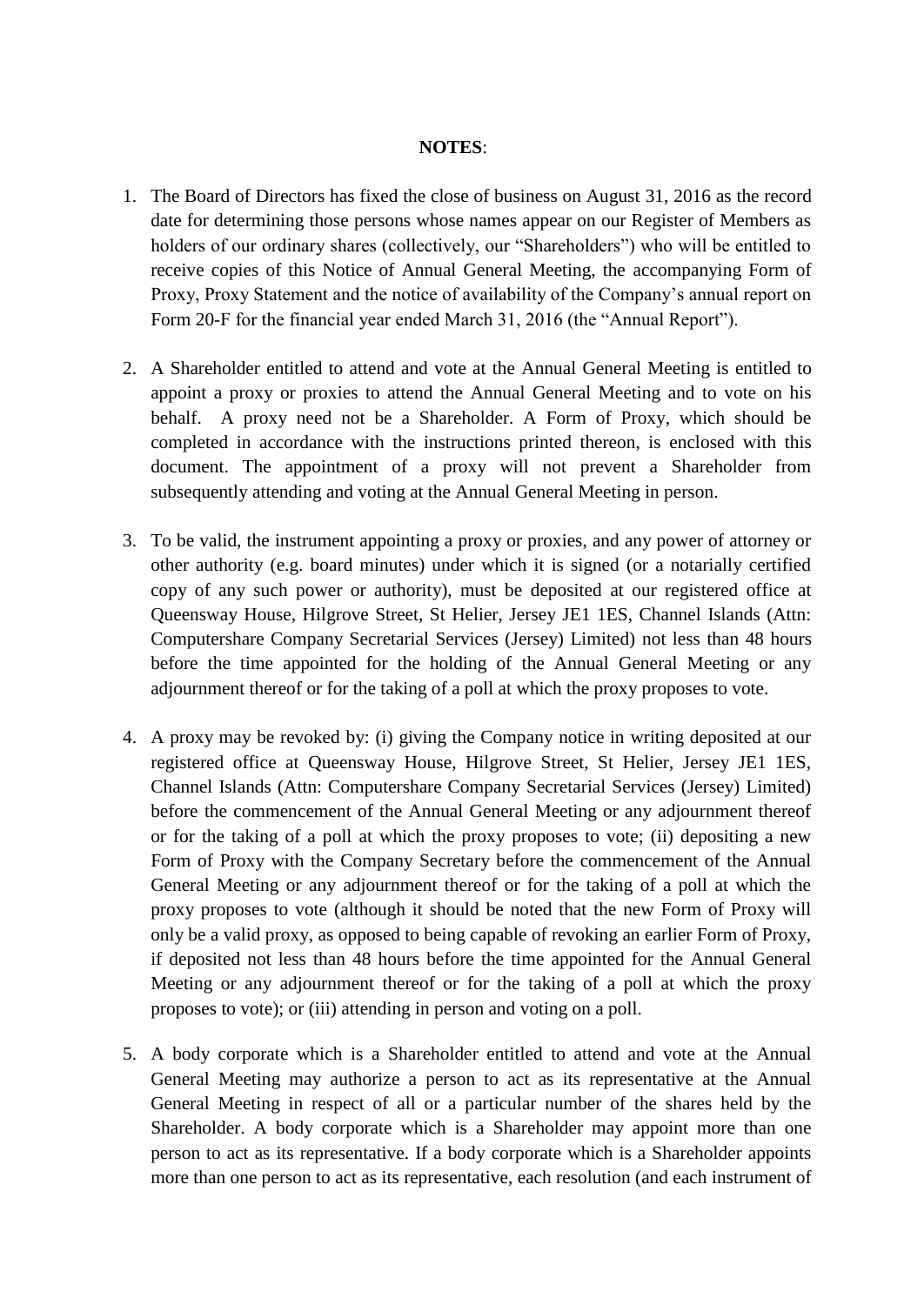**NOTES**:

1. The Board of Directors has fixed the close of business on August 31, 2016 as the record date for determining those persons whose names appear on our Register of Members as holders of our ordinary shares (collectively, our "Shareholders") who will be entitled to receive copies of this Notice of Annual General Meeting, the accompanying Form of Proxy, Proxy Statement and the notice of availability of the Company's annual report on Form 20-F for the financial year ended March 31, 2016 (the "Annual Report").

2. A Shareholder entitled to attend and vote at the Annual General Meeting is entitled to appoint a proxy or proxies to attend the Annual General Meeting and to vote on his behalf. A proxy need not be a Shareholder. A Form of Proxy, which should be completed in accordance with the instructions printed thereon, is enclosed with this document. The appointment of a proxy will not prevent a Shareholder from subsequently attending and voting at the Annual General Meeting in person.

3. To be valid, the instrument appointing a proxy or proxies, and any power of attorney or other authority (e.g. board minutes) under which it is signed (or a notarially certified copy of any such power or authority), must be deposited at our registered office at Queensway House, Hilgrove Street, St Helier, Jersey JE1 1ES, Channel Islands (Attn: Computershare Company Secretarial Services (Jersey) Limited) not less than 48 hours before the time appointed for the holding of the Annual General Meeting or any adjournment thereof or for the taking of a poll at which the proxy proposes to vote.

4. A proxy may be revoked by: (i) giving the Company notice in writing deposited at our registered office at Queensway House, Hilgrove Street, St Helier, Jersey JE1 1ES, Channel Islands (Attn: Computershare Company Secretarial Services (Jersey) Limited) before the commencement of the Annual General Meeting or any adjournment thereof or for the taking of a poll at which the proxy proposes to vote; (ii) depositing a new Form of Proxy with the Company Secretary before the commencement of the Annual General Meeting or any adjournment thereof or for the taking of a poll at which the proxy proposes to vote (although it should be noted that the new Form of Proxy will only be a valid proxy, as opposed to being capable of revoking an earlier Form of Proxy, if deposited not less than 48 hours before the time appointed for the Annual General Meeting or any adjournment thereof or for the taking of a poll at which the proxy proposes to vote); or (iii) attending in person and voting on a poll.

5. A body corporate which is a Shareholder entitled to attend and vote at the Annual General Meeting may authorize a person to act as its representative at the Annual General Meeting in respect of all or a particular number of the shares held by the Shareholder. A body corporate which is a Shareholder may appoint more than one person to act as its representative. If a body corporate which is a Shareholder appoints more than one person to act as its representative, each resolution (and each instrument of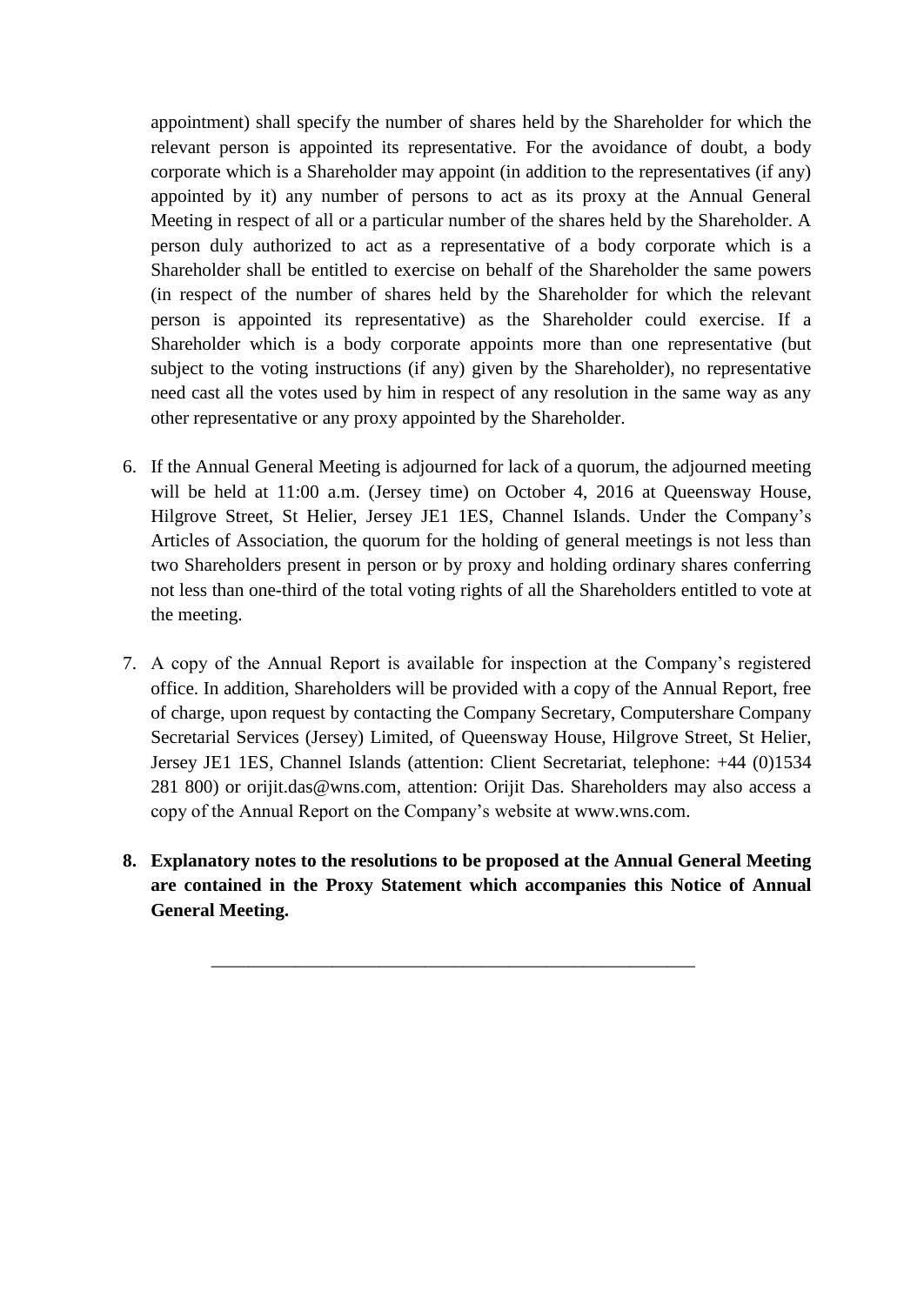appointment) shall specify the number of shares held by the Shareholder for which the relevant person is appointed its representative. For the avoidance of doubt, a body corporate which is a Shareholder may appoint (in addition to the representatives (if any) appointed by it) any number of persons to act as its proxy at the Annual General Meeting in respect of all or a particular number of the shares held by the Shareholder. A person duly authorized to act as a representative of a body corporate which is a Shareholder shall be entitled to exercise on behalf of the Shareholder the same powers (in respect of the number of shares held by the Shareholder for which the relevant person is appointed its representative) as the Shareholder could exercise. If a Shareholder which is a body corporate appoints more than one representative (but subject to the voting instructions (if any) given by the Shareholder), no representative need cast all the votes used by him in respect of any resolution in the same way as any other representative or any proxy appointed by the Shareholder.

6. If the Annual General Meeting is adjourned for lack of a quorum, the adjourned meeting will be held at 11:00 a.m. (Jersey time) on October 4, 2016 at Queensway House, Hilgrove Street, St Helier, Jersey JE1 1ES, Channel Islands. Under the Company's Articles of Association, the quorum for the holding of general meetings is not less than two Shareholders present in person or by proxy and holding ordinary shares conferring not less than one-third of the total voting rights of all the Shareholders entitled to vote at the meeting.

7. A copy of the Annual Report is available for inspection at the Company's registered office. In addition, Shareholders will be provided with a copy of the Annual Report, free of charge, upon request by contacting the Company Secretary, Computershare Company Secretarial Services (Jersey) Limited, of Queensway House, Hilgrove Street, St Helier, Jersey JE1 1ES, Channel Islands (attention: Client Secretariat, telephone: +44 (0)1534 281 800) or orijit.das@wns.com, attention: Orijit Das. Shareholders may also access a copy of the Annual Report on the Company's website at www.wns.com.

8. **Explanatory notes to the resolutions to be proposed at the Annual General Meeting are contained in the Proxy Statement which accompanies this Notice of Annual General Meeting.**

---